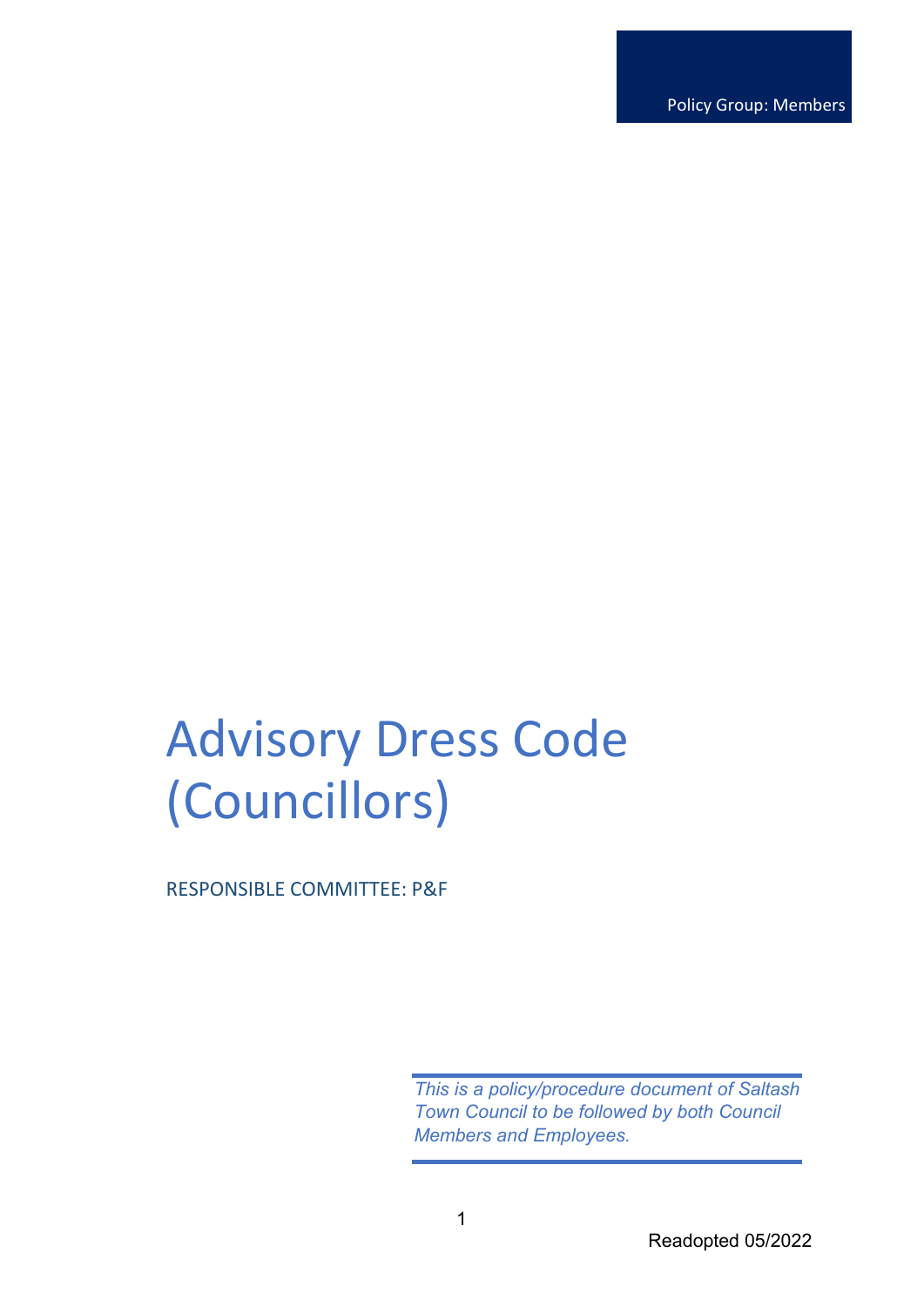Policy Group: Members

# Advisory Dress Code (Councillors)

RESPONSIBLE COMMITTEE: P&F

*This is a policy/procedure document of Saltash Town Council to be followed by both Council Members and Employees.*

Readopted 05/2022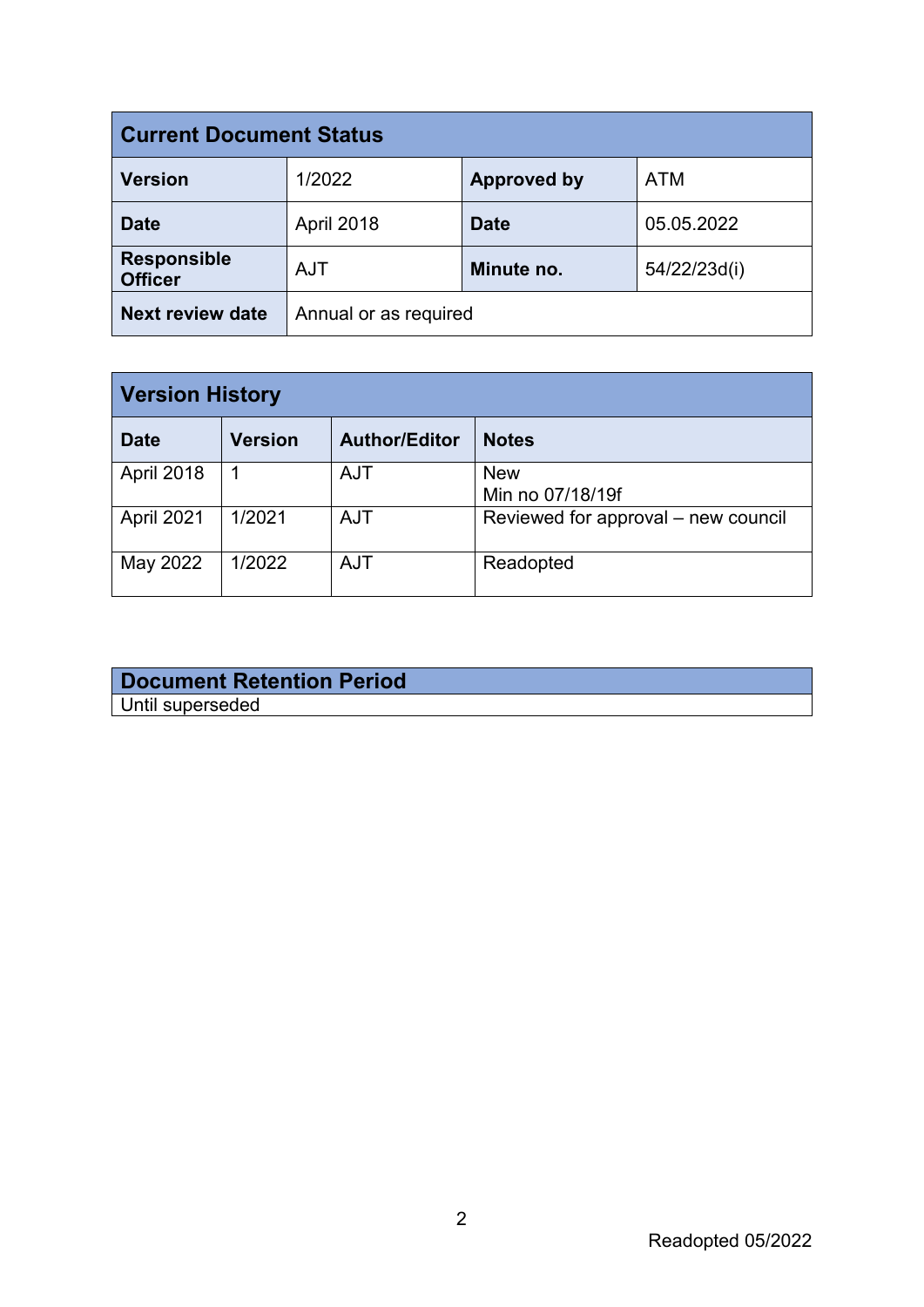| Current Document Status | | | |
|---|---|---|---|
| **Version** | 1/2022 | **Approved by** | ATM |
| **Date** | April 2018 | **Date** | 05.05.2022 |
| **Responsible Officer** | AJT | **Minute no.** | 54/22/23d(i) |
| **Next review date** | Annual or as required | | |

| Version History | | | |
|---|---|---|---|
| **Date** | **Version** | **Author/Editor** | **Notes** |
| April 2018 | 1 | AJT | New<br>Min no 07/18/19f |
| April 2021 | 1/2021 | AJT | Reviewed for approval – new council |
| May 2022 | 1/2022 | AJT | Readopted |

| Document Retention Period |
|---|
| Until superseded |

Readopted 05/2022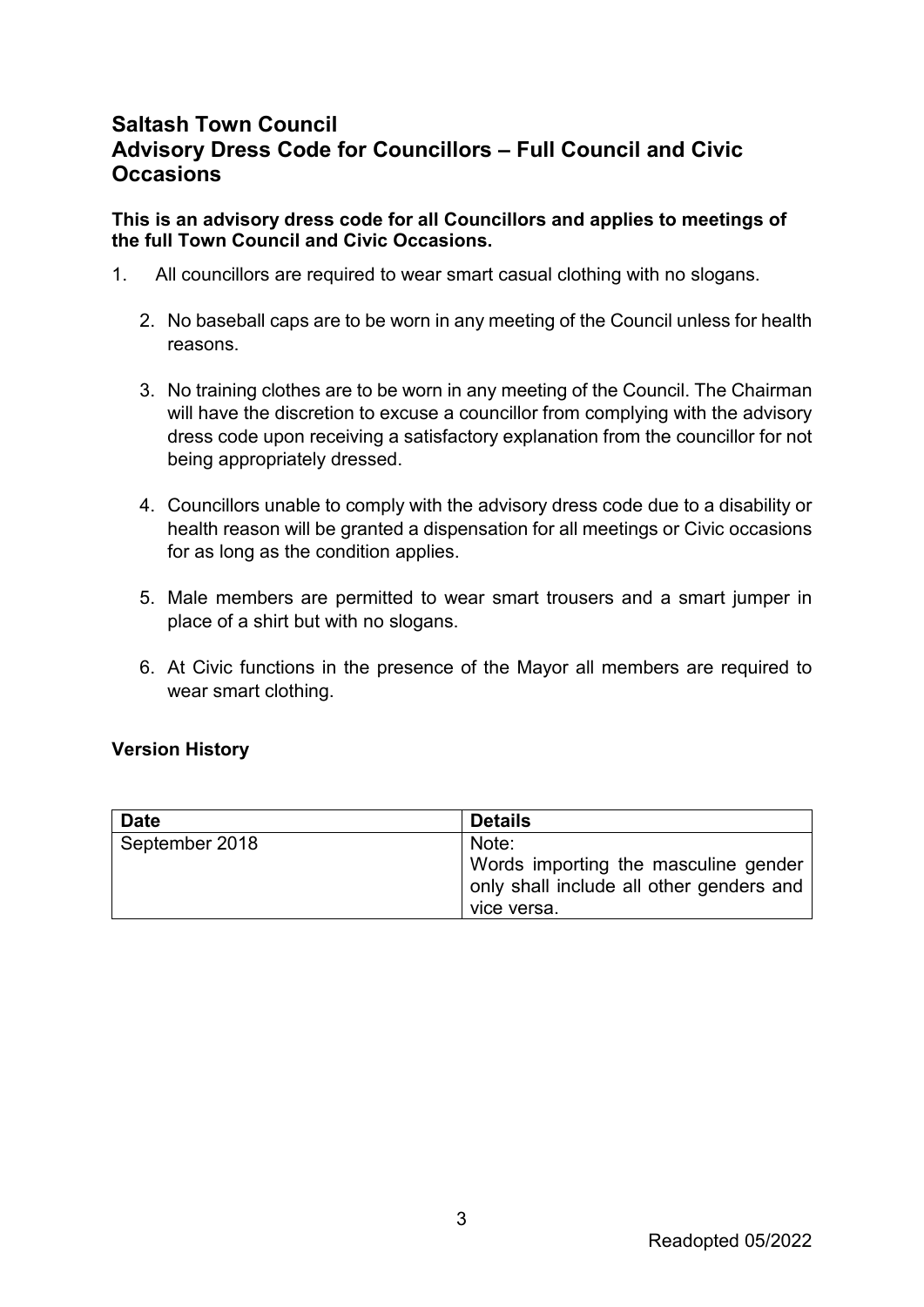## Saltash Town Council
## Advisory Dress Code for Councillors – Full Council and Civic Occasions

**This is an advisory dress code for all Councillors and applies to meetings of the full Town Council and Civic Occasions.**

1. All councillors are required to wear smart casual clothing with no slogans.
2. No baseball caps are to be worn in any meeting of the Council unless for health reasons.
3. No training clothes are to be worn in any meeting of the Council. The Chairman will have the discretion to excuse a councillor from complying with the advisory dress code upon receiving a satisfactory explanation from the councillor for not being appropriately dressed.
4. Councillors unable to comply with the advisory dress code due to a disability or health reason will be granted a dispensation for all meetings or Civic occasions for as long as the condition applies.
5. Male members are permitted to wear smart trousers and a smart jumper in place of a shirt but with no slogans.
6. At Civic functions in the presence of the Mayor all members are required to wear smart clothing.

**Version History**

| Date | Details |
|---|---|
| September 2018 | Note: Words importing the masculine gender only shall include all other genders and vice versa. |

Readopted 05/2022